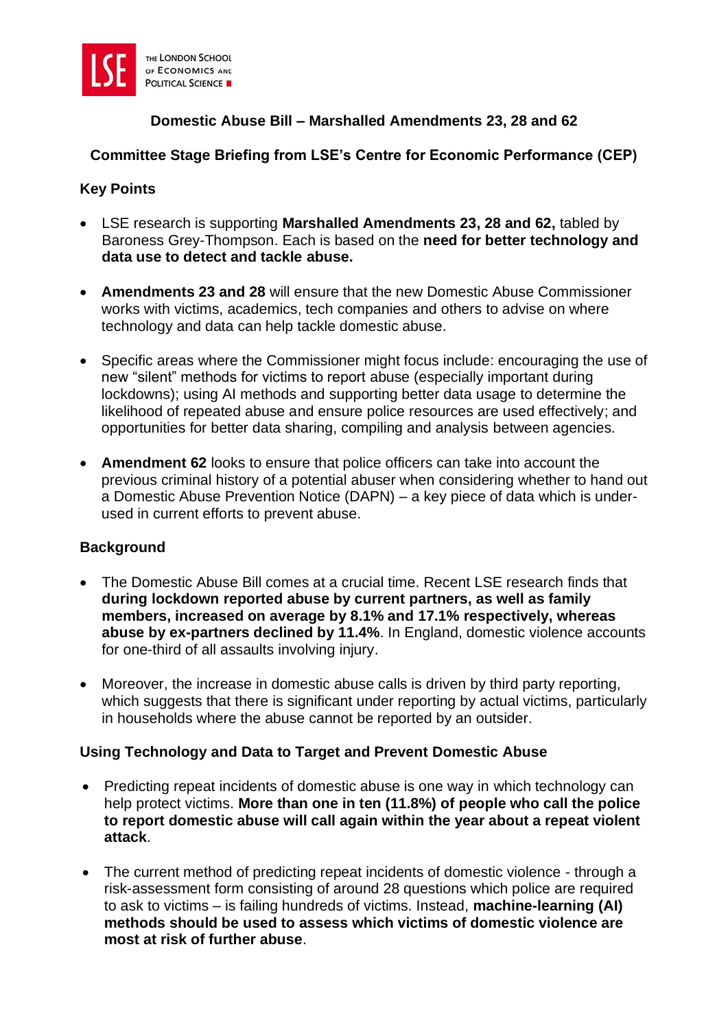# Domestic Abuse Bill – Marshalled Amendments 23, 28 and 62

## Committee Stage Briefing from LSE's Centre for Economic Performance (CEP)

### Key Points

- LSE research is supporting **Marshalled Amendments 23, 28 and 62,** tabled by Baroness Grey-Thompson. Each is based on the **need for better technology and data use to detect and tackle abuse.**

- **Amendments 23 and 28** will ensure that the new Domestic Abuse Commissioner works with victims, academics, tech companies and others to advise on where technology and data can help tackle domestic abuse.

- Specific areas where the Commissioner might focus include: encouraging the use of new "silent" methods for victims to report abuse (especially important during lockdowns); using AI methods and supporting better data usage to determine the likelihood of repeated abuse and ensure police resources are used effectively; and opportunities for better data sharing, compiling and analysis between agencies.

- **Amendment 62** looks to ensure that police officers can take into account the previous criminal history of a potential abuser when considering whether to hand out a Domestic Abuse Prevention Notice (DAPN) – a key piece of data which is under-used in current efforts to prevent abuse.

### Background

- The Domestic Abuse Bill comes at a crucial time. Recent LSE research finds that **during lockdown reported abuse by current partners, as well as family members, increased on average by 8.1% and 17.1% respectively, whereas abuse by ex-partners declined by 11.4%**. In England, domestic violence accounts for one-third of all assaults involving injury.

- Moreover, the increase in domestic abuse calls is driven by third party reporting, which suggests that there is significant under reporting by actual victims, particularly in households where the abuse cannot be reported by an outsider.

### Using Technology and Data to Target and Prevent Domestic Abuse

- Predicting repeat incidents of domestic abuse is one way in which technology can help protect victims. **More than one in ten (11.8%) of people who call the police to report domestic abuse will call again within the year about a repeat violent attack**.

- The current method of predicting repeat incidents of domestic violence - through a risk-assessment form consisting of around 28 questions which police are required to ask to victims – is failing hundreds of victims. Instead, **machine-learning (AI) methods should be used to assess which victims of domestic violence are most at risk of further abuse**.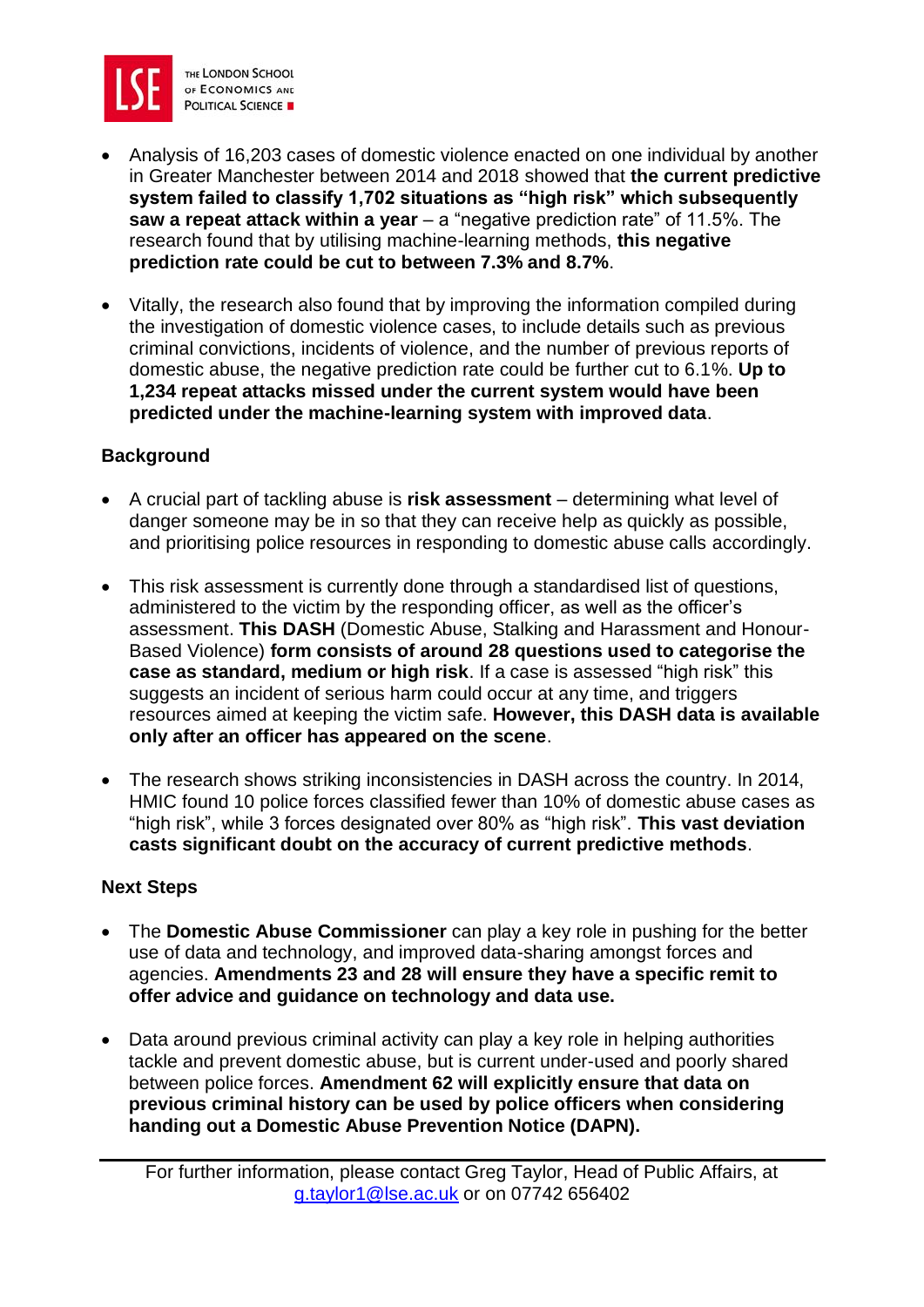- Analysis of 16,203 cases of domestic violence enacted on one individual by another in Greater Manchester between 2014 and 2018 showed that **the current predictive system failed to classify 1,702 situations as "high risk" which subsequently saw a repeat attack within a year** – a "negative prediction rate" of 11.5%. The research found that by utilising machine-learning methods, **this negative prediction rate could be cut to between 7.3% and 8.7%**.

- Vitally, the research also found that by improving the information compiled during the investigation of domestic violence cases, to include details such as previous criminal convictions, incidents of violence, and the number of previous reports of domestic abuse, the negative prediction rate could be further cut to 6.1%. **Up to 1,234 repeat attacks missed under the current system would have been predicted under the machine-learning system with improved data**.

**Background**

- A crucial part of tackling abuse is **risk assessment** – determining what level of danger someone may be in so that they can receive help as quickly as possible, and prioritising police resources in responding to domestic abuse calls accordingly.

- This risk assessment is currently done through a standardised list of questions, administered to the victim by the responding officer, as well as the officer's assessment. **This DASH** (Domestic Abuse, Stalking and Harassment and Honour-Based Violence) **form consists of around 28 questions used to categorise the case as standard, medium or high risk**. If a case is assessed "high risk" this suggests an incident of serious harm could occur at any time, and triggers resources aimed at keeping the victim safe. **However, this DASH data is available only after an officer has appeared on the scene**.

- The research shows striking inconsistencies in DASH across the country. In 2014, HMIC found 10 police forces classified fewer than 10% of domestic abuse cases as "high risk", while 3 forces designated over 80% as "high risk". **This vast deviation casts significant doubt on the accuracy of current predictive methods**.

**Next Steps**

- The **Domestic Abuse Commissioner** can play a key role in pushing for the better use of data and technology, and improved data-sharing amongst forces and agencies. **Amendments 23 and 28 will ensure they have a specific remit to offer advice and guidance on technology and data use.**

- Data around previous criminal activity can play a key role in helping authorities tackle and prevent domestic abuse, but is current under-used and poorly shared between police forces. **Amendment 62 will explicitly ensure that data on previous criminal history can be used by police officers when considering handing out a Domestic Abuse Prevention Notice (DAPN).**

---

For further information, please contact Greg Taylor, Head of Public Affairs, at g.taylor1@lse.ac.uk or on 07742 656402